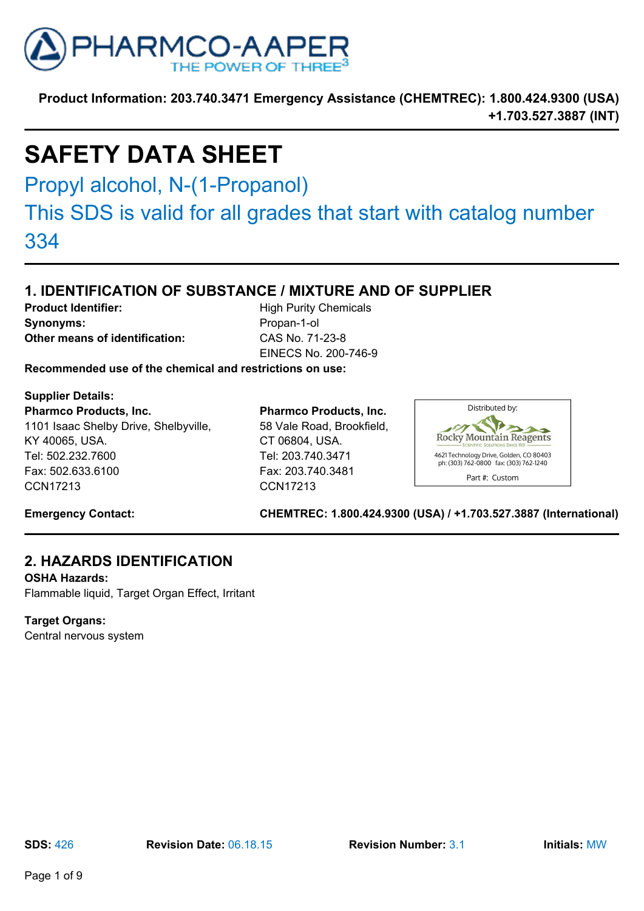PHARMCO-AAPER
THE POWER OF THREE[3]

**Product Information: 203.740.3471 Emergency Assistance (CHEMTREC): 1.800.424.9300 (USA) +1.703.527.3887 (INT)**

# SAFETY DATA SHEET

## Propyl alcohol, N-(1-Propanol)

## This SDS is valid for all grades that start with catalog number 334

## 1. IDENTIFICATION OF SUBSTANCE / MIXTURE AND OF SUPPLIER

**Product Identifier:** High Purity Chemicals
**Synonyms:** Propan-1-ol
**Other means of identification:** CAS No. 71-23-8
EINECS No. 200-746-9

**Recommended use of the chemical and restrictions on use:**

**Supplier Details:**

**Pharmco Products, Inc.**
1101 Isaac Shelby Drive, Shelbyville, KY 40065, USA.
Tel: 502.232.7600
Fax: 502.633.6100
CCN17213

**Pharmco Products, Inc.**
58 Vale Road, Brookfield, CT 06804, USA.
Tel: 203.740.3471
Fax: 203.740.3481
CCN17213

Distributed by:
Rocky Mountain Reagents
Scientific Solutions Since 1931
4621 Technology Drive, Golden, CO 80403
ph: (303) 762-0800 fax: (303) 762-1240
Part #: Custom

**Emergency Contact:** **CHEMTREC: 1.800.424.9300 (USA) / +1.703.527.3887 (International)**

## 2. HAZARDS IDENTIFICATION

**OSHA Hazards:**
Flammable liquid, Target Organ Effect, Irritant

**Target Organs:**
Central nervous system

**SDS:** 426 **Revision Date:** 06.18.15 **Revision Number:** 3.1 **Initials:** MW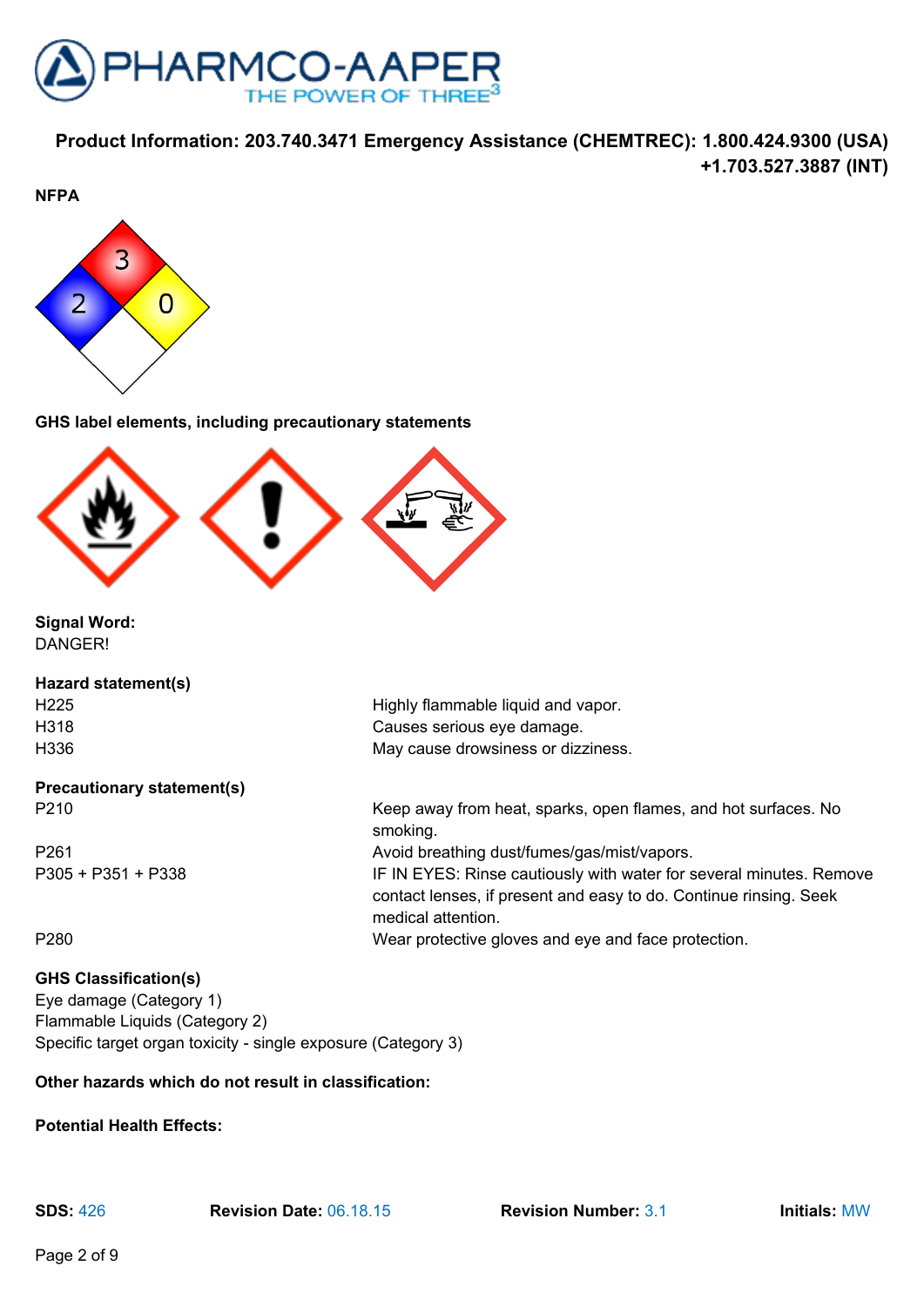**Product Information: 203.740.3471 Emergency Assistance (CHEMTREC): 1.800.424.9300 (USA) +1.703.527.3887 (INT)**

**NFPA**

**GHS label elements, including precautionary statements**

**Signal Word:**
DANGER!

**Hazard statement(s)**

| | |
|---|---|
| H225 | Highly flammable liquid and vapor. |
| H318 | Causes serious eye damage. |
| H336 | May cause drowsiness or dizziness. |

**Precautionary statement(s)**

| | |
|---|---|
| P210 | Keep away from heat, sparks, open flames, and hot surfaces. No smoking. |
| P261 | Avoid breathing dust/fumes/gas/mist/vapors. |
| P305 + P351 + P338 | IF IN EYES: Rinse cautiously with water for several minutes. Remove contact lenses, if present and easy to do. Continue rinsing. Seek medical attention. |
| P280 | Wear protective gloves and eye and face protection. |

**GHS Classification(s)**
Eye damage (Category 1)
Flammable Liquids (Category 2)
Specific target organ toxicity - single exposure (Category 3)

**Other hazards which do not result in classification:**

**Potential Health Effects:**

**SDS:** 426 **Revision Date:** 06.18.15 **Revision Number:** 3.1 **Initials:** MW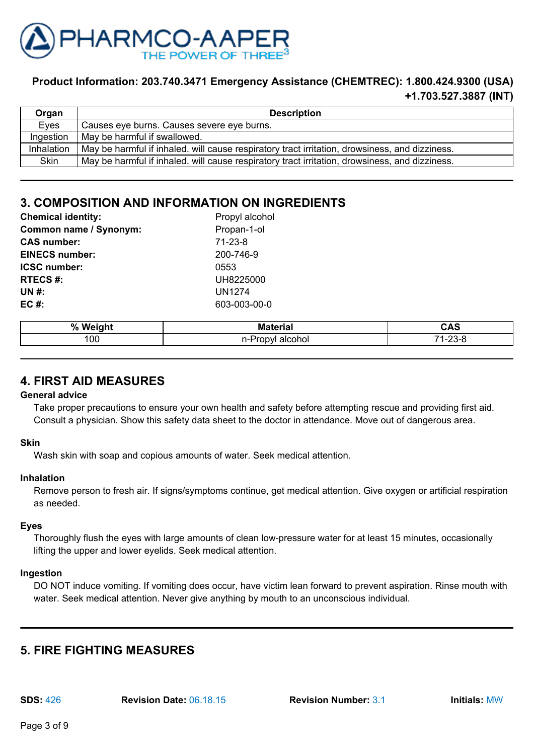**Product Information: 203.740.3471 Emergency Assistance (CHEMTREC): 1.800.424.9300 (USA) +1.703.527.3887 (INT)**

| Organ | Description |
|---|---|
| Eyes | Causes eye burns. Causes severe eye burns. |
| Ingestion | May be harmful if swallowed. |
| Inhalation | May be harmful if inhaled. will cause respiratory tract irritation, drowsiness, and dizziness. |
| Skin | May be harmful if inhaled. will cause respiratory tract irritation, drowsiness, and dizziness. |

## 3. COMPOSITION AND INFORMATION ON INGREDIENTS

**Chemical identity:** Propyl alcohol
**Common name / Synonym:** Propan-1-ol
**CAS number:** 71-23-8
**EINECS number:** 200-746-9
**ICSC number:** 0553
**RTECS #:** UH8225000
**UN #:** UN1274
**EC #:** 603-003-00-0

| % Weight | Material | CAS |
|---|---|---|
| 100 | n-Propyl alcohol | 71-23-8 |

## 4. FIRST AID MEASURES

### General advice

Take proper precautions to ensure your own health and safety before attempting rescue and providing first aid. Consult a physician. Show this safety data sheet to the doctor in attendance. Move out of dangerous area.

### Skin

Wash skin with soap and copious amounts of water. Seek medical attention.

### Inhalation

Remove person to fresh air. If signs/symptoms continue, get medical attention. Give oxygen or artificial respiration as needed.

### Eyes

Thoroughly flush the eyes with large amounts of clean low-pressure water for at least 15 minutes, occasionally lifting the upper and lower eyelids. Seek medical attention.

### Ingestion

DO NOT induce vomiting. If vomiting does occur, have victim lean forward to prevent aspiration. Rinse mouth with water. Seek medical attention. Never give anything by mouth to an unconscious individual.

## 5. FIRE FIGHTING MEASURES

**SDS:** 426 **Revision Date:** 06.18.15 **Revision Number:** 3.1 **Initials:** MW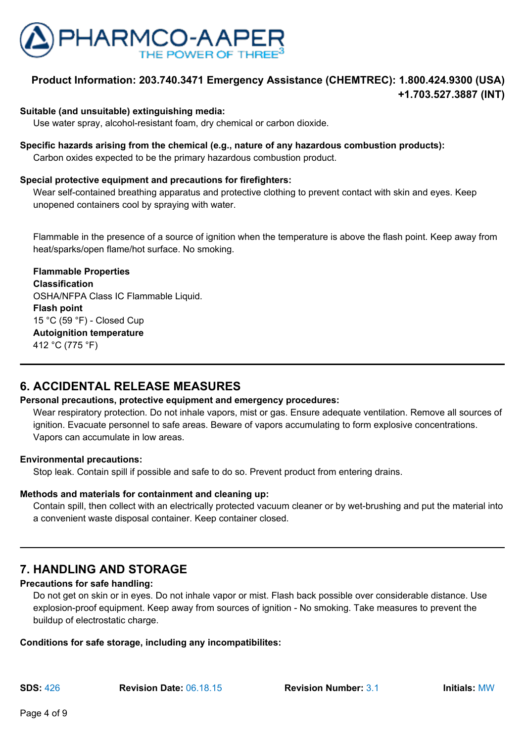**Suitable (and unsuitable) extinguishing media:**

Use water spray, alcohol-resistant foam, dry chemical or carbon dioxide.

**Specific hazards arising from the chemical (e.g., nature of any hazardous combustion products):**

Carbon oxides expected to be the primary hazardous combustion product.

**Special protective equipment and precautions for firefighters:**

Wear self-contained breathing apparatus and protective clothing to prevent contact with skin and eyes. Keep unopened containers cool by spraying with water.

Flammable in the presence of a source of ignition when the temperature is above the flash point. Keep away from heat/sparks/open flame/hot surface. No smoking.

**Flammable Properties**

**Classification**

OSHA/NFPA Class IC Flammable Liquid.

**Flash point**

15 °C (59 °F) - Closed Cup

**Autoignition temperature**

412 °C (775 °F)

## 6. ACCIDENTAL RELEASE MEASURES

**Personal precautions, protective equipment and emergency procedures:**

Wear respiratory protection. Do not inhale vapors, mist or gas. Ensure adequate ventilation. Remove all sources of ignition. Evacuate personnel to safe areas. Beware of vapors accumulating to form explosive concentrations. Vapors can accumulate in low areas.

**Environmental precautions:**

Stop leak. Contain spill if possible and safe to do so. Prevent product from entering drains.

**Methods and materials for containment and cleaning up:**

Contain spill, then collect with an electrically protected vacuum cleaner or by wet-brushing and put the material into a convenient waste disposal container. Keep container closed.

## 7. HANDLING AND STORAGE

**Precautions for safe handling:**

Do not get on skin or in eyes. Do not inhale vapor or mist. Flash back possible over considerable distance. Use explosion-proof equipment. Keep away from sources of ignition - No smoking. Take measures to prevent the buildup of electrostatic charge.

**Conditions for safe storage, including any incompatibilites:**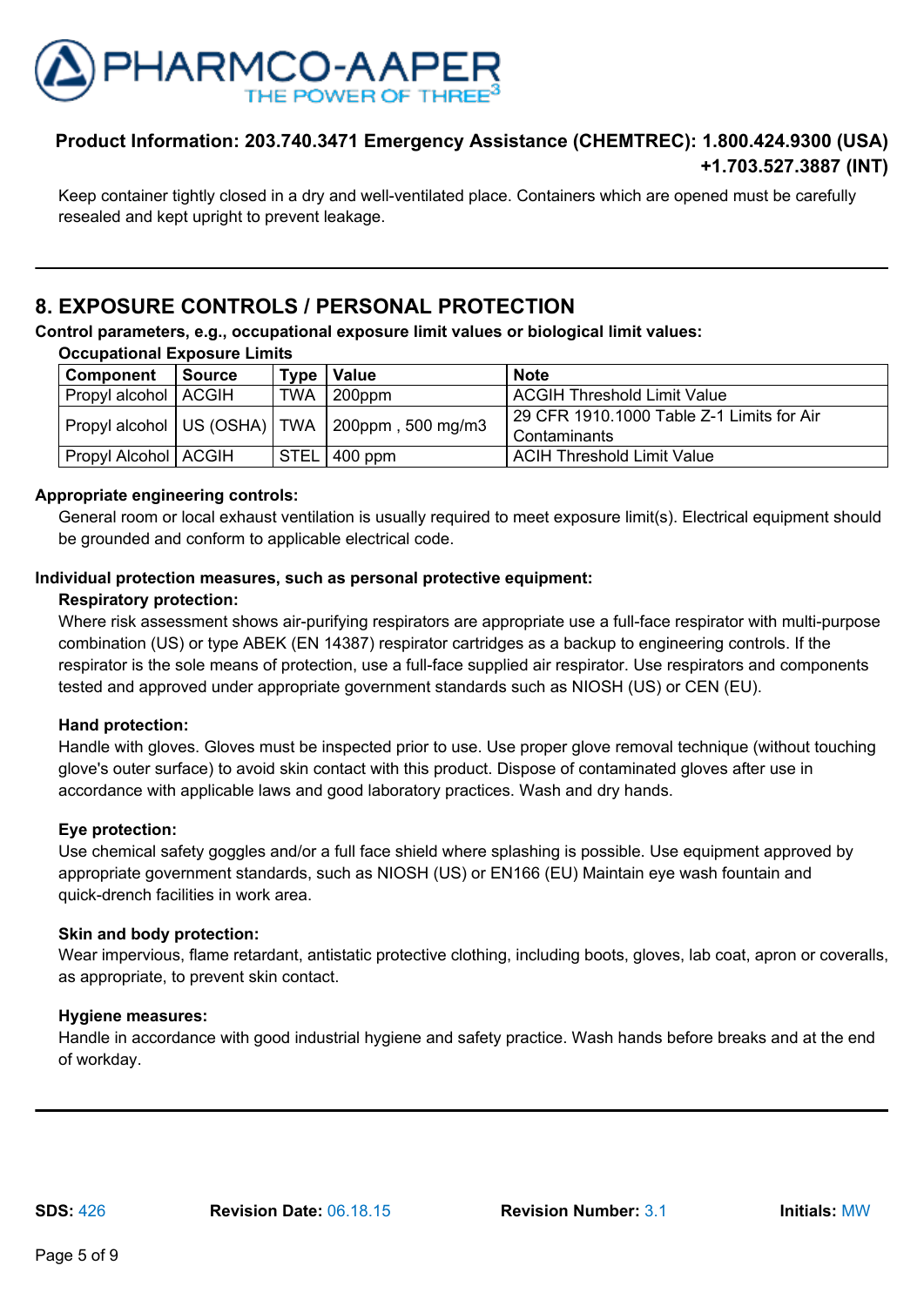Keep container tightly closed in a dry and well-ventilated place. Containers which are opened must be carefully resealed and kept upright to prevent leakage.

## 8. EXPOSURE CONTROLS / PERSONAL PROTECTION

**Control parameters, e.g., occupational exposure limit values or biological limit values:**

**Occupational Exposure Limits**

| Component | Source | Type | Value | Note |
|---|---|---|---|---|
| Propyl alcohol | ACGIH | TWA | 200ppm | ACGIH Threshold Limit Value |
| Propyl alcohol | US (OSHA) | TWA | 200ppm , 500 mg/m3 | 29 CFR 1910.1000 Table Z-1 Limits for Air Contaminants |
| Propyl Alcohol | ACGIH | STEL | 400 ppm | ACIH Threshold Limit Value |

**Appropriate engineering controls:**

General room or local exhaust ventilation is usually required to meet exposure limit(s). Electrical equipment should be grounded and conform to applicable electrical code.

**Individual protection measures, such as personal protective equipment:**

**Respiratory protection:**

Where risk assessment shows air-purifying respirators are appropriate use a full-face respirator with multi-purpose combination (US) or type ABEK (EN 14387) respirator cartridges as a backup to engineering controls. If the respirator is the sole means of protection, use a full-face supplied air respirator. Use respirators and components tested and approved under appropriate government standards such as NIOSH (US) or CEN (EU).

**Hand protection:**

Handle with gloves. Gloves must be inspected prior to use. Use proper glove removal technique (without touching glove's outer surface) to avoid skin contact with this product. Dispose of contaminated gloves after use in accordance with applicable laws and good laboratory practices. Wash and dry hands.

**Eye protection:**

Use chemical safety goggles and/or a full face shield where splashing is possible. Use equipment approved by appropriate government standards, such as NIOSH (US) or EN166 (EU) Maintain eye wash fountain and quick-drench facilities in work area.

**Skin and body protection:**

Wear impervious, flame retardant, antistatic protective clothing, including boots, gloves, lab coat, apron or coveralls, as appropriate, to prevent skin contact.

**Hygiene measures:**

Handle in accordance with good industrial hygiene and safety practice. Wash hands before breaks and at the end of workday.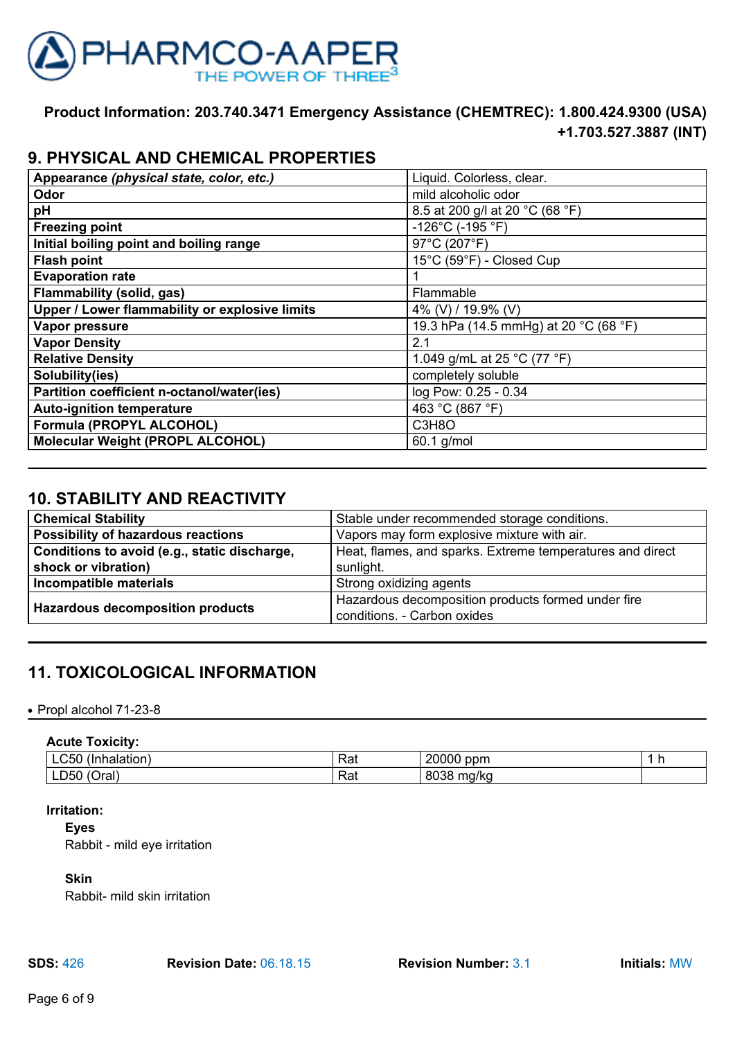**Product Information: 203.740.3471 Emergency Assistance (CHEMTREC): 1.800.424.9300 (USA) +1.703.527.3887 (INT)**

## 9. PHYSICAL AND CHEMICAL PROPERTIES

| Appearance *(physical state, color, etc.)* | Liquid. Colorless, clear. |
|---|---|
| **Odor** | mild alcoholic odor |
| **pH** | 8.5 at 200 g/l at 20 °C (68 °F) |
| **Freezing point** | -126°C (-195 °F) |
| **Initial boiling point and boiling range** | 97°C (207°F) |
| **Flash point** | 15°C (59°F) - Closed Cup |
| **Evaporation rate** | 1 |
| **Flammability (solid, gas)** | Flammable |
| **Upper / Lower flammability or explosive limits** | 4% (V) / 19.9% (V) |
| **Vapor pressure** | 19.3 hPa (14.5 mmHg) at 20 °C (68 °F) |
| **Vapor Density** | 2.1 |
| **Relative Density** | 1.049 g/mL at 25 °C (77 °F) |
| **Solubility(ies)** | completely soluble |
| **Partition coefficient n-octanol/water(ies)** | log Pow: 0.25 - 0.34 |
| **Auto-ignition temperature** | 463 °C (867 °F) |
| **Formula (PROPYL ALCOHOL)** | $C_3H_8O$ |
| **Molecular Weight (PROPL ALCOHOL)** | 60.1 g/mol |

## 10. STABILITY AND REACTIVITY

| Chemical Stability | Stable under recommended storage conditions. |
|---|---|
| **Possibility of hazardous reactions** | Vapors may form explosive mixture with air. |
| **Conditions to avoid (e.g., static discharge, shock or vibration)** | Heat, flames, and sparks. Extreme temperatures and direct sunlight. |
| **Incompatible materials** | Strong oxidizing agents |
| **Hazardous decomposition products** | Hazardous decomposition products formed under fire conditions. - Carbon oxides |

## 11. TOXICOLOGICAL INFORMATION

- Propl alcohol 71-23-8

**Acute Toxicity:**

| LC50 (Inhalation) | Rat | 20000 ppm | 1 h |
|---|---|---|---|
| LD50 (Oral) | Rat | 8038 mg/kg | |

**Irritation:**

**Eyes**

Rabbit - mild eye irritation

**Skin**

Rabbit- mild skin irritation

**SDS:** 426 **Revision Date:** 06.18.15 **Revision Number:** 3.1 **Initials:** MW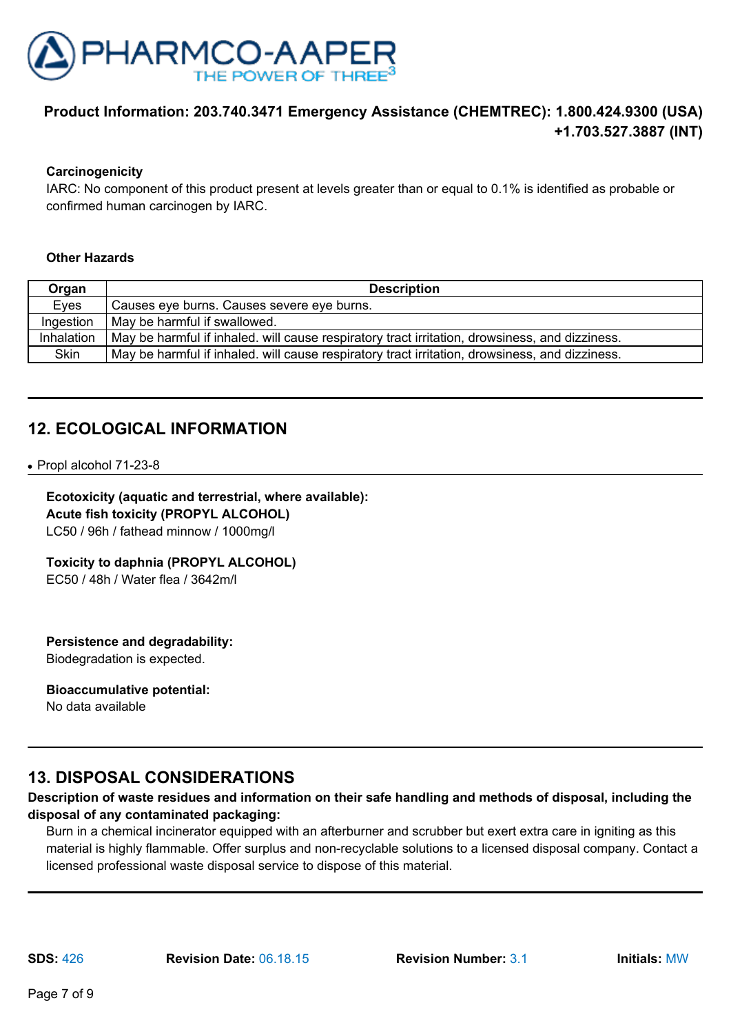**Carcinogenicity**

IARC: No component of this product present at levels greater than or equal to 0.1% is identified as probable or confirmed human carcinogen by IARC.

**Other Hazards**

| Organ | Description |
|---|---|
| Eyes | Causes eye burns. Causes severe eye burns. |
| Ingestion | May be harmful if swallowed. |
| Inhalation | May be harmful if inhaled. will cause respiratory tract irritation, drowsiness, and dizziness. |
| Skin | May be harmful if inhaled. will cause respiratory tract irritation, drowsiness, and dizziness. |

## 12. ECOLOGICAL INFORMATION

- Propl alcohol 71-23-8

**Ecotoxicity (aquatic and terrestrial, where available):**
**Acute fish toxicity (PROPYL ALCOHOL)**
LC50 / 96h / fathead minnow / 1000mg/l

**Toxicity to daphnia (PROPYL ALCOHOL)**
EC50 / 48h / Water flea / 3642m/l

**Persistence and degradability:**
Biodegradation is expected.

**Bioaccumulative potential:**
No data available

## 13. DISPOSAL CONSIDERATIONS

**Description of waste residues and information on their safe handling and methods of disposal, including the disposal of any contaminated packaging:**

Burn in a chemical incinerator equipped with an afterburner and scrubber but exert extra care in igniting as this material is highly flammable. Offer surplus and non-recyclable solutions to a licensed disposal company. Contact a licensed professional waste disposal service to dispose of this material.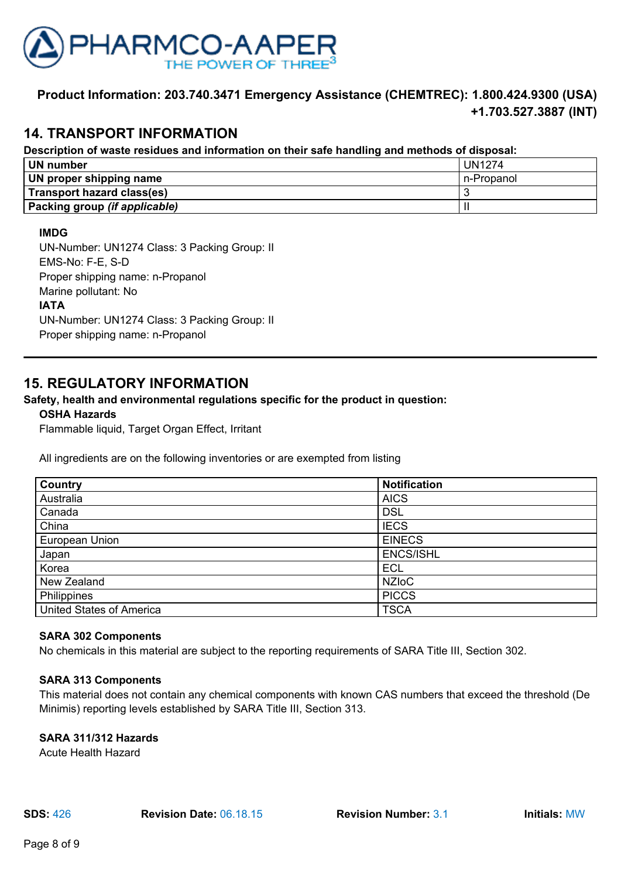**Product Information: 203.740.3471 Emergency Assistance (CHEMTREC): 1.800.424.9300 (USA) +1.703.527.3887 (INT)**

## 14. TRANSPORT INFORMATION

**Description of waste residues and information on their safe handling and methods of disposal:**

| | |
|---|---|
| **UN number** | UN1274 |
| **UN proper shipping name** | n-Propanol |
| **Transport hazard class(es)** | 3 |
| **Packing group *(if applicable)*** | II |

**IMDG**
UN-Number: UN1274 Class: 3 Packing Group: II
EMS-No: F-E, S-D
Proper shipping name: n-Propanol
Marine pollutant: No
**IATA**
UN-Number: UN1274 Class: 3 Packing Group: II
Proper shipping name: n-Propanol

## 15. REGULATORY INFORMATION

**Safety, health and environmental regulations specific for the product in question:**

**OSHA Hazards**
Flammable liquid, Target Organ Effect, Irritant

All ingredients are on the following inventories or are exempted from listing

| Country | Notification |
|---|---|
| Australia | AICS |
| Canada | DSL |
| China | IECS |
| European Union | EINECS |
| Japan | ENCS/ISHL |
| Korea | ECL |
| New Zealand | NZIoC |
| Philippines | PICCS |
| United States of America | TSCA |

**SARA 302 Components**
No chemicals in this material are subject to the reporting requirements of SARA Title III, Section 302.

**SARA 313 Components**
This material does not contain any chemical components with known CAS numbers that exceed the threshold (De Minimis) reporting levels established by SARA Title III, Section 313.

**SARA 311/312 Hazards**
Acute Health Hazard

**SDS:** 426 **Revision Date:** 06.18.15 **Revision Number:** 3.1 **Initials:** MW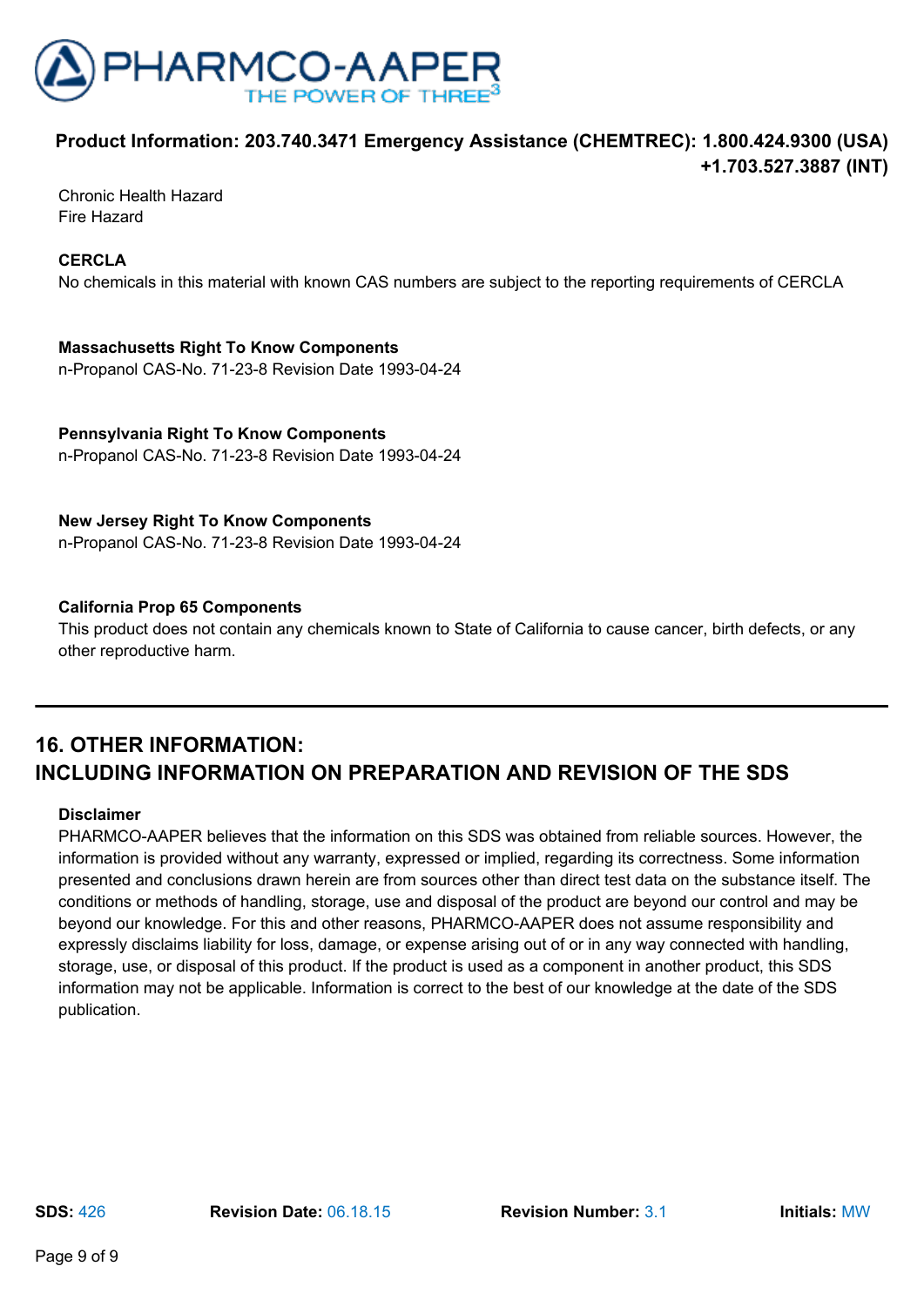Chronic Health Hazard
Fire Hazard

**CERCLA**
No chemicals in this material with known CAS numbers are subject to the reporting requirements of CERCLA

**Massachusetts Right To Know Components**
n-Propanol CAS-No. 71-23-8 Revision Date 1993-04-24

**Pennsylvania Right To Know Components**
n-Propanol CAS-No. 71-23-8 Revision Date 1993-04-24

**New Jersey Right To Know Components**
n-Propanol CAS-No. 71-23-8 Revision Date 1993-04-24

**California Prop 65 Components**
This product does not contain any chemicals known to State of California to cause cancer, birth defects, or any other reproductive harm.

## 16. OTHER INFORMATION: INCLUDING INFORMATION ON PREPARATION AND REVISION OF THE SDS

**Disclaimer**
PHARMCO-AAPER believes that the information on this SDS was obtained from reliable sources. However, the information is provided without any warranty, expressed or implied, regarding its correctness. Some information presented and conclusions drawn herein are from sources other than direct test data on the substance itself. The conditions or methods of handling, storage, use and disposal of the product are beyond our control and may be beyond our knowledge. For this and other reasons, PHARMCO-AAPER does not assume responsibility and expressly disclaims liability for loss, damage, or expense arising out of or in any way connected with handling, storage, use, or disposal of this product. If the product is used as a component in another product, this SDS information may not be applicable. Information is correct to the best of our knowledge at the date of the SDS publication.

**SDS:** 426 **Revision Date:** 06.18.15 **Revision Number:** 3.1 **Initials:** MW